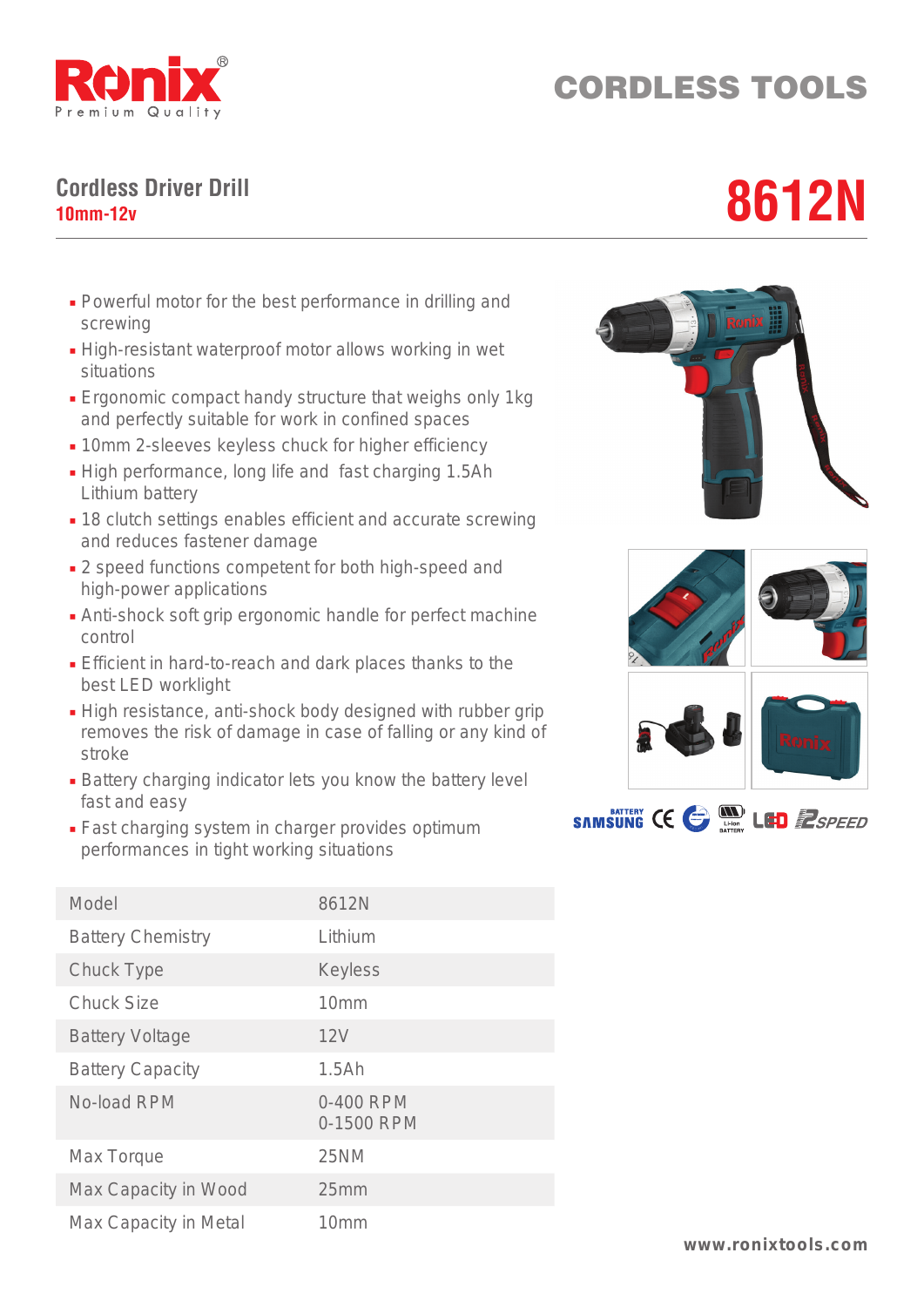# CORDLESS TOOLS

## Cordless Driver Drill

**10mm-12v**

# 8612N

- Powerful motor for the best performance in drilling and screwing
- High-resistant waterproof motor allows working in wet situations
- Ergonomic compact handy structure that weighs only 1kg and perfectly suitable for work in confined spaces
- 10mm 2-sleeves keyless chuck for higher efficiency
- High performance, long life and fast charging 1.5Ah Lithium battery
- 18 clutch settings enables efficient and accurate screwing and reduces fastener damage
- 2 speed functions competent for both high-speed and high-power applications
- Anti-shock soft grip ergonomic handle for perfect machine control
- Efficient in hard-to-reach and dark places thanks to the best LED worklight
- High resistance, anti-shock body designed with rubber grip removes the risk of damage in case of falling or any kind of stroke
- Battery charging indicator lets you know the battery level fast and easy
- Fast charging system in charger provides optimum performances in tight working situations

| Model | 8612N |
|---|---|
| Battery Chemistry | Lithium |
| Chuck Type | Keyless |
| Chuck Size | 10mm |
| Battery Voltage | 12V |
| Battery Capacity | 1.5Ah |
| No-load RPM | 0-400 RPM<br>0-1500 RPM |
| Max Torque | 25NM |
| Max Capacity in Wood | 25mm |
| Max Capacity in Metal | 10mm |

www.ronixtools.com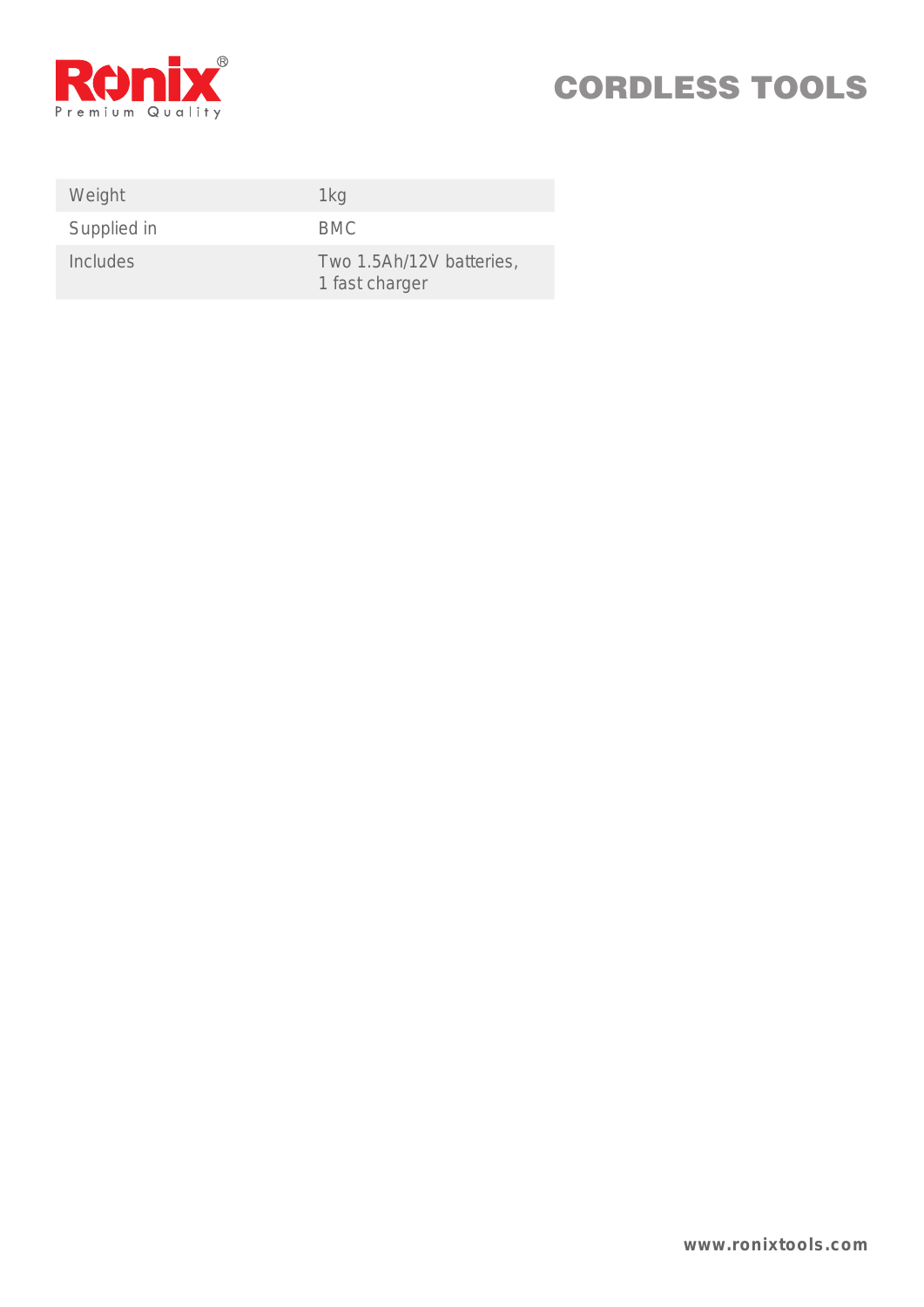| | |
|---|---|
| Weight | 1kg |
| Supplied in | BMC |
| Includes | Two 1.5Ah/12V batteries, 1 fast charger |